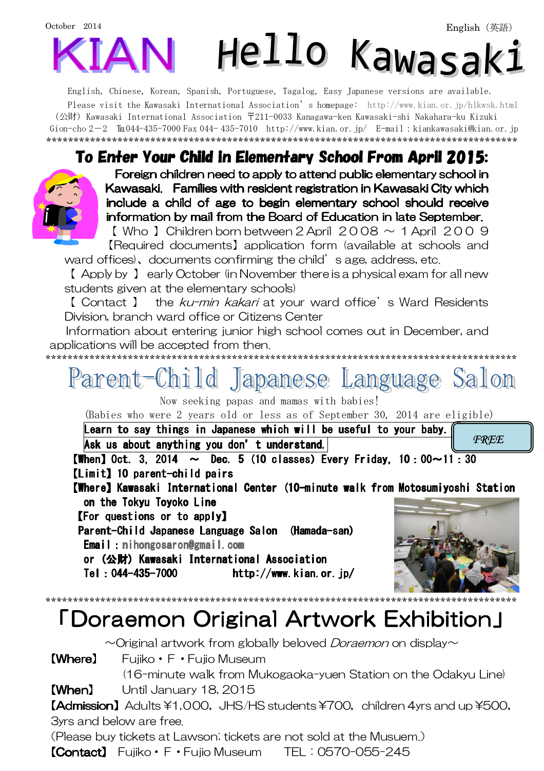October 2014

English（英語）

# KIAN Hello Kawasaki

English, Chinese, Korean, Spanish, Portuguese, Tagalog, Easy Japanese versions are available.
Please visit the Kawasaki International Association's homepage: http://www.kian.or.jp/hlkwsk.html
（公財）Kawasaki International Association 〒211-0033 Kanagawa-ken Kawasaki-shi Nakahara-ku Kizuki Gion-cho 2－2 ℡044-435-7000 Fax 044- 435-7010 http://www.kian.or.jp/ E-mail：kiankawasaki@kian.or.jp

****************************************************************************************

## To Enter Your Child in Elementary School From April 2015:

Foreign children need to apply to attend public elementary school in Kawasaki. Families with resident registration in Kawasaki City which include a child of age to begin elementary school should receive information by mail from the Board of Education in late September.

【 Who 】 Children born between 2 April ２００８ ～ 1 April ２００９

【Required documents】 application form (available at schools and ward offices)、documents confirming the child's age, address, etc.

【 Apply by 】 early October (in November there is a physical exam for all new students given at the elementary schools)

【 Contact 】 the *ku-min kakari* at your ward office's Ward Residents Division, branch ward office or Citizens Center

Information about entering junior high school comes out in December, and applications will be accepted from then.

****************************************************************************************

## Parent-Child Japanese Language Salon

Now seeking papas and mamas with babies!

(Babies who were 2 years old or less as of September 30, 2014 are eligible)

**Learn to say things in Japanese which will be useful to your baby.**
**Ask us about anything you don't understand.**

*FREE*

**【When】** Oct. 3, 2014 ～ Dec. 5 (10 classes) Every Friday, 10：00～11：30

**【Limit】** 10 parent-child pairs

**【Where】** Kawasaki International Center (10-minute walk from Motosumiyoshi Station on the Tokyu Toyoko Line

**【For questions or to apply】**
Parent-Child Japanese Language Salon (Hamada-san)
Email：nihongosaron@gmail.com
or （公財）Kawasaki International Association
Tel：044-435-7000 http://www.kian.or.jp/

****************************************************************************************

## 「Doraemon Original Artwork Exhibition」

～Original artwork from globally beloved *Doraemon* on display～

**【Where】** Fujiko・F・Fujio Museum
(16-minute walk from Mukogaoka-yuen Station on the Odakyu Line)

**【When】** Until January 18, 2015

**【Admission】** Adults ¥1,000, JHS/HS students ¥700, children 4yrs and up ¥500, 3yrs and below are free.
(Please buy tickets at Lawson; tickets are not sold at the Musuem.)

**【Contact】** Fujiko・F・Fujio Museum TEL：0570-055-245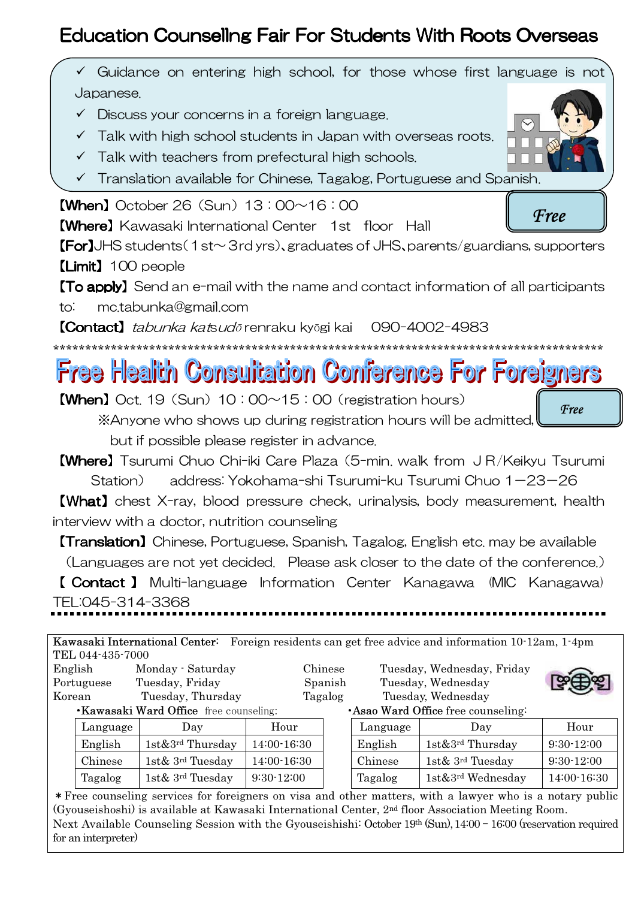# Education Counseling Fair For Students With Roots Overseas

- ✓ Guidance on entering high school, for those whose first language is not Japanese.
- ✓ Discuss your concerns in a foreign language.
- ✓ Talk with high school students in Japan with overseas roots.
- ✓ Talk with teachers from prefectural high schools.
- ✓ Translation available for Chinese, Tagalog, Portuguese and Spanish.

**Free**

【When】October 26（Sun）13：00～16：00

【Where】Kawasaki International Center 1st floor Hall

【For】JHS students（1st～3rd yrs）, graduates of JHS, parents/guardians, supporters

【Limit】100 people

【To apply】Send an e-mail with the name and contact information of all participants to: mc.tabunka@gmail.com

【Contact】*tabunka katsudō* renraku kyōgi kai 090-4002-4983

*****************************************************************************************

# Free Health Consultation Conference For Foreigners

**Free**

【When】Oct. 19（Sun）10：00～15：00（registration hours）

※Anyone who shows up during registration hours will be admitted, but if possible please register in advance.

【Where】Tsurumi Chuo Chi-iki Care Plaza（5-min. walk from JR/Keikyu Tsurumi Station） address: Yokohama-shi Tsurumi-ku Tsurumi Chuo 1－23－26

【What】chest X-ray, blood pressure check, urinalysis, body measurement, health interview with a doctor, nutrition counseling

【Translation】Chinese, Portuguese, Spanish, Tagalog, English etc. may be available（Languages are not yet decided. Please ask closer to the date of the conference.）

【Contact】Multi-language Information Center Kanagawa (MIC Kanagawa) TEL:045-314-3368

---

**Kawasaki International Center:** Foreign residents can get free advice and information 10-12am, 1-4pm TEL 044-435-7000

| | | | |
|---|---|---|---|
| English | Monday - Saturday | Chinese | Tuesday, Wednesday, Friday |
| Portuguese | Tuesday, Friday | Spanish | Tuesday, Wednesday |
| Korean | Tuesday, Thursday | Tagalog | Tuesday, Wednesday |

・**Kawasaki Ward Office** free counseling:

| Language | Day | Hour |
|---|---|---|
| English | 1st&3rd Thursday | 14:00-16:30 |
| Chinese | 1st& 3rd Tuesday | 14:00-16:30 |
| Tagalog | 1st& 3rd Tuesday | 9:30-12:00 |

・**Asao Ward Office** free counseling:

| Language | Day | Hour |
|---|---|---|
| English | 1st&3rd Thursday | 9:30-12:00 |
| Chinese | 1st& 3rd Tuesday | 9:30-12:00 |
| Tagalog | 1st&3rd Wednesday | 14:00-16:30 |

＊Free counseling services for foreigners on visa and other matters, with a lawyer who is a notary public (Gyouseishoshi) is available at Kawasaki International Center, 2nd floor Association Meeting Room.
Next Available Counseling Session with the Gyouseishishi: October 19th (Sun), 14:00 – 16:00 (reservation required for an interpreter)